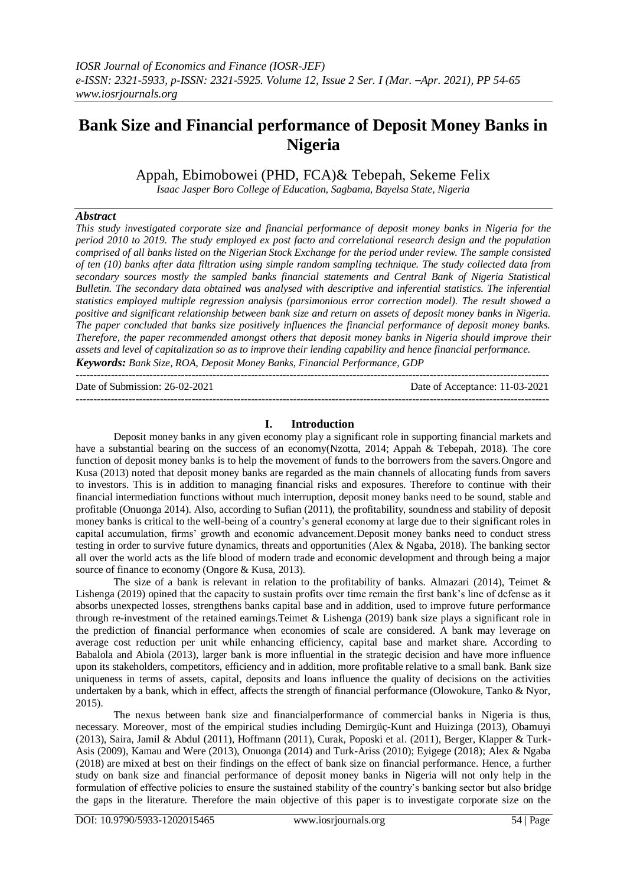# Bank Size and Financial performance of Deposit Money Banks in Nigeria

Appah, Ebimobowei (PHD, FCA)& Tebepah, Sekeme Felix

*Isaac Jasper Boro College of Education, Sagbama, Bayelsa State, Nigeria*

### *Abstract*

*This study investigated corporate size and financial performance of deposit money banks in Nigeria for the period 2010 to 2019. The study employed ex post facto and correlational research design and the population comprised of all banks listed on the Nigerian Stock Exchange for the period under review. The sample consisted of ten (10) banks after data filtration using simple random sampling technique. The study collected data from secondary sources mostly the sampled banks financial statements and Central Bank of Nigeria Statistical Bulletin. The secondary data obtained was analysed with descriptive and inferential statistics. The inferential statistics employed multiple regression analysis (parsimonious error correction model). The result showed a positive and significant relationship between bank size and return on assets of deposit money banks in Nigeria. The paper concluded that banks size positively influences the financial performance of deposit money banks. Therefore, the paper recommended amongst others that deposit money banks in Nigeria should improve their assets and level of capitalization so as to improve their lending capability and hence financial performance.*

***Keywords:*** *Bank Size, ROA, Deposit Money Banks, Financial Performance, GDP*

---

Date of Submission: 26-02-2021 Date of Acceptance: 11-03-2021

---

## I. Introduction

Deposit money banks in any given economy play a significant role in supporting financial markets and have a substantial bearing on the success of an economy(Nzotta, 2014; Appah & Tebepah, 2018). The core function of deposit money banks is to help the movement of funds to the borrowers from the savers.Ongore and Kusa (2013) noted that deposit money banks are regarded as the main channels of allocating funds from savers to investors. This is in addition to managing financial risks and exposures. Therefore to continue with their financial intermediation functions without much interruption, deposit money banks need to be sound, stable and profitable (Onuonga 2014). Also, according to Sufian (2011), the profitability, soundness and stability of deposit money banks is critical to the well-being of a country's general economy at large due to their significant roles in capital accumulation, firms' growth and economic advancement.Deposit money banks need to conduct stress testing in order to survive future dynamics, threats and opportunities (Alex & Ngaba, 2018). The banking sector all over the world acts as the life blood of modern trade and economic development and through being a major source of finance to economy (Ongore & Kusa, 2013).

The size of a bank is relevant in relation to the profitability of banks. Almazari (2014), Teimet & Lishenga (2019) opined that the capacity to sustain profits over time remain the first bank's line of defense as it absorbs unexpected losses, strengthens banks capital base and in addition, used to improve future performance through re-investment of the retained earnings.Teimet & Lishenga (2019) bank size plays a significant role in the prediction of financial performance when economies of scale are considered. A bank may leverage on average cost reduction per unit while enhancing efficiency, capital base and market share. According to Babalola and Abiola (2013), larger bank is more influential in the strategic decision and have more influence upon its stakeholders, competitors, efficiency and in addition, more profitable relative to a small bank. Bank size uniqueness in terms of assets, capital, deposits and loans influence the quality of decisions on the activities undertaken by a bank, which in effect, affects the strength of financial performance (Olowokure, Tanko & Nyor, 2015).

The nexus between bank size and financialperformance of commercial banks in Nigeria is thus, necessary. Moreover, most of the empirical studies including Demirgüç-Kunt and Huizinga (2013), Obamuyi (2013), Saira, Jamil & Abdul (2011), Hoffmann (2011), Curak, Poposki et al. (2011), Berger, Klapper & Turk-Asis (2009), Kamau and Were (2013), Onuonga (2014) and Turk-Ariss (2010); Eyigege (2018); Alex & Ngaba (2018) are mixed at best on their findings on the effect of bank size on financial performance. Hence, a further study on bank size and financial performance of deposit money banks in Nigeria will not only help in the formulation of effective policies to ensure the sustained stability of the country's banking sector but also bridge the gaps in the literature. Therefore the main objective of this paper is to investigate corporate size on the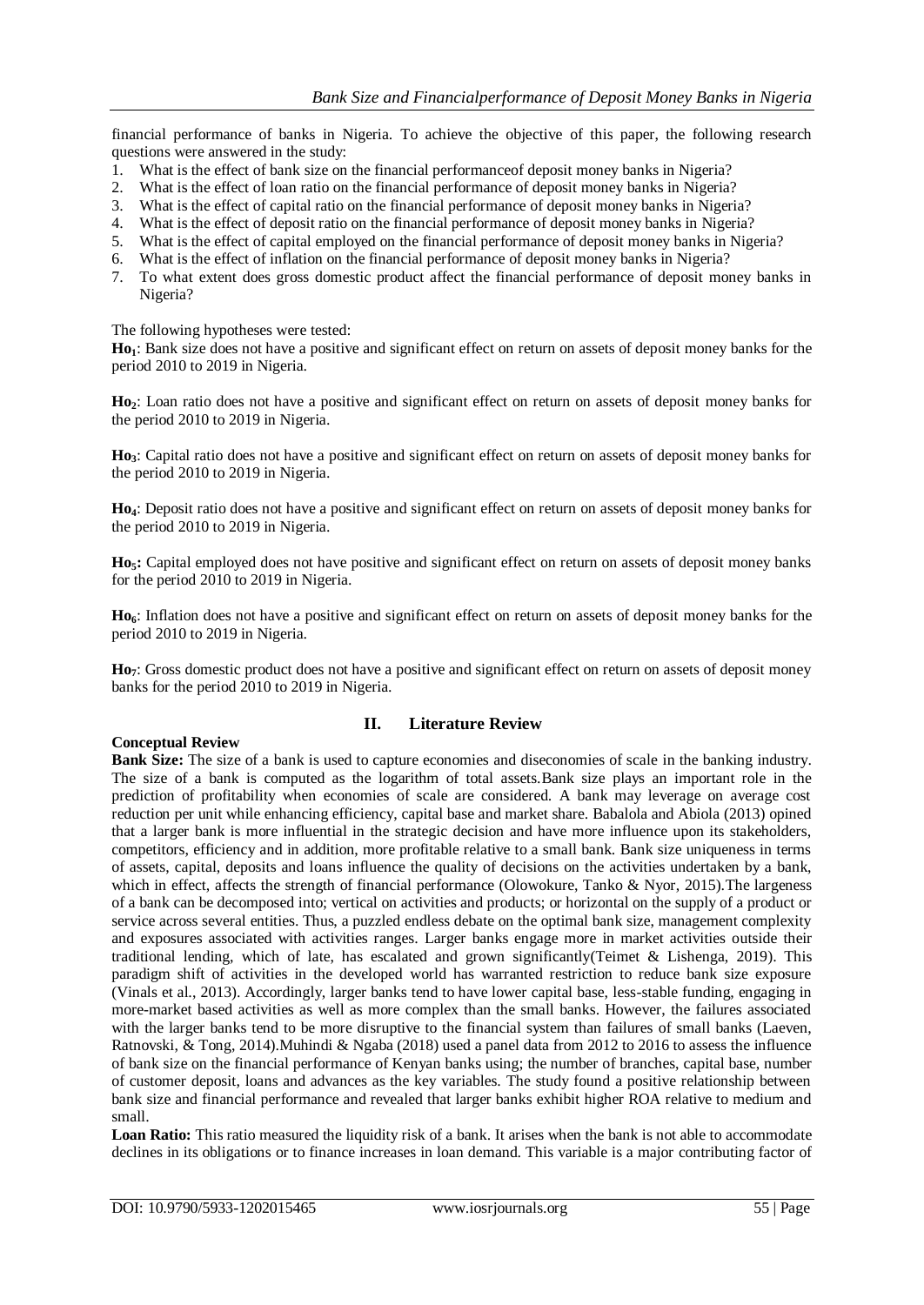financial performance of banks in Nigeria. To achieve the objective of this paper, the following research questions were answered in the study:

1. What is the effect of bank size on the financial performanceof deposit money banks in Nigeria?
2. What is the effect of loan ratio on the financial performance of deposit money banks in Nigeria?
3. What is the effect of capital ratio on the financial performance of deposit money banks in Nigeria?
4. What is the effect of deposit ratio on the financial performance of deposit money banks in Nigeria?
5. What is the effect of capital employed on the financial performance of deposit money banks in Nigeria?
6. What is the effect of inflation on the financial performance of deposit money banks in Nigeria?
7. To what extent does gross domestic product affect the financial performance of deposit money banks in Nigeria?

The following hypotheses were tested:

**$Ho_1$**: Bank size does not have a positive and significant effect on return on assets of deposit money banks for the period 2010 to 2019 in Nigeria.

**$Ho_2$**: Loan ratio does not have a positive and significant effect on return on assets of deposit money banks for the period 2010 to 2019 in Nigeria.

**$Ho_3$**: Capital ratio does not have a positive and significant effect on return on assets of deposit money banks for the period 2010 to 2019 in Nigeria.

**$Ho_4$**: Deposit ratio does not have a positive and significant effect on return on assets of deposit money banks for the period 2010 to 2019 in Nigeria.

**$Ho_5$:** Capital employed does not have positive and significant effect on return on assets of deposit money banks for the period 2010 to 2019 in Nigeria.

**$Ho_6$**: Inflation does not have a positive and significant effect on return on assets of deposit money banks for the period 2010 to 2019 in Nigeria.

**$Ho_7$**: Gross domestic product does not have a positive and significant effect on return on assets of deposit money banks for the period 2010 to 2019 in Nigeria.

## II. Literature Review

### Conceptual Review

**Bank Size:** The size of a bank is used to capture economies and diseconomies of scale in the banking industry. The size of a bank is computed as the logarithm of total assets.Bank size plays an important role in the prediction of profitability when economies of scale are considered. A bank may leverage on average cost reduction per unit while enhancing efficiency, capital base and market share. Babalola and Abiola (2013) opined that a larger bank is more influential in the strategic decision and have more influence upon its stakeholders, competitors, efficiency and in addition, more profitable relative to a small bank. Bank size uniqueness in terms of assets, capital, deposits and loans influence the quality of decisions on the activities undertaken by a bank, which in effect, affects the strength of financial performance (Olowokure, Tanko & Nyor, 2015).The largeness of a bank can be decomposed into; vertical on activities and products; or horizontal on the supply of a product or service across several entities. Thus, a puzzled endless debate on the optimal bank size, management complexity and exposures associated with activities ranges. Larger banks engage more in market activities outside their traditional lending, which of late, has escalated and grown significantly(Teimet & Lishenga, 2019). This paradigm shift of activities in the developed world has warranted restriction to reduce bank size exposure (Vinals et al., 2013). Accordingly, larger banks tend to have lower capital base, less-stable funding, engaging in more-market based activities as well as more complex than the small banks. However, the failures associated with the larger banks tend to be more disruptive to the financial system than failures of small banks (Laeven, Ratnovski, & Tong, 2014).Muhindi & Ngaba (2018) used a panel data from 2012 to 2016 to assess the influence of bank size on the financial performance of Kenyan banks using; the number of branches, capital base, number of customer deposit, loans and advances as the key variables. The study found a positive relationship between bank size and financial performance and revealed that larger banks exhibit higher ROA relative to medium and small.

**Loan Ratio:** This ratio measured the liquidity risk of a bank. It arises when the bank is not able to accommodate declines in its obligations or to finance increases in loan demand. This variable is a major contributing factor of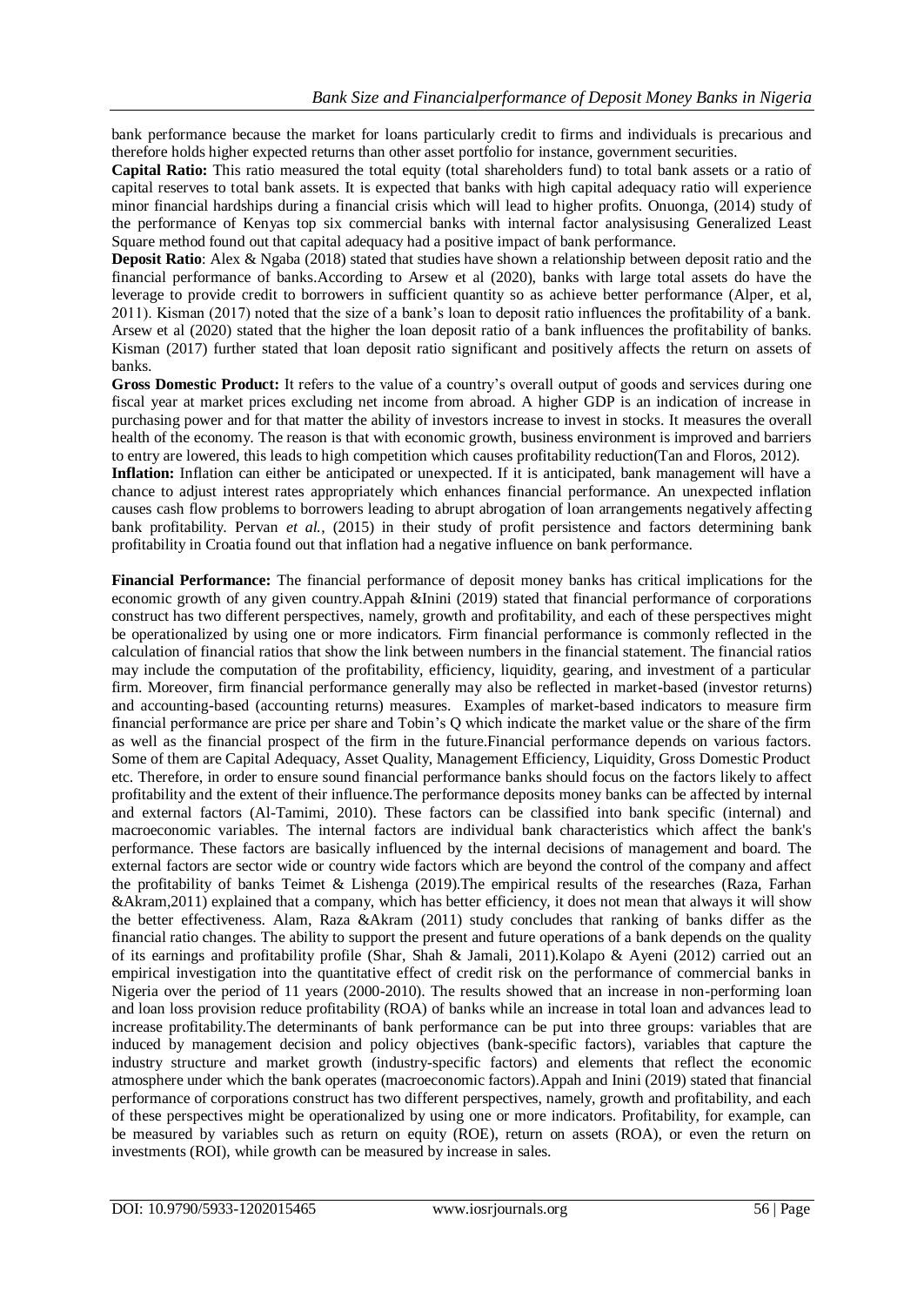bank performance because the market for loans particularly credit to firms and individuals is precarious and therefore holds higher expected returns than other asset portfolio for instance, government securities.

**Capital Ratio:** This ratio measured the total equity (total shareholders fund) to total bank assets or a ratio of capital reserves to total bank assets. It is expected that banks with high capital adequacy ratio will experience minor financial hardships during a financial crisis which will lead to higher profits. Onuonga, (2014) study of the performance of Kenyas top six commercial banks with internal factor analysisusing Generalized Least Square method found out that capital adequacy had a positive impact of bank performance.

**Deposit Ratio**: Alex & Ngaba (2018) stated that studies have shown a relationship between deposit ratio and the financial performance of banks.According to Arsew et al (2020), banks with large total assets do have the leverage to provide credit to borrowers in sufficient quantity so as achieve better performance (Alper, et al, 2011). Kisman (2017) noted that the size of a bank's loan to deposit ratio influences the profitability of a bank. Arsew et al (2020) stated that the higher the loan deposit ratio of a bank influences the profitability of banks. Kisman (2017) further stated that loan deposit ratio significant and positively affects the return on assets of banks.

**Gross Domestic Product:** It refers to the value of a country's overall output of goods and services during one fiscal year at market prices excluding net income from abroad. A higher GDP is an indication of increase in purchasing power and for that matter the ability of investors increase to invest in stocks. It measures the overall health of the economy. The reason is that with economic growth, business environment is improved and barriers to entry are lowered, this leads to high competition which causes profitability reduction(Tan and Floros, 2012).

**Inflation:** Inflation can either be anticipated or unexpected. If it is anticipated, bank management will have a chance to adjust interest rates appropriately which enhances financial performance. An unexpected inflation causes cash flow problems to borrowers leading to abrupt abrogation of loan arrangements negatively affecting bank profitability. Pervan *et al.*, (2015) in their study of profit persistence and factors determining bank profitability in Croatia found out that inflation had a negative influence on bank performance.

**Financial Performance:** The financial performance of deposit money banks has critical implications for the economic growth of any given country.Appah &Inini (2019) stated that financial performance of corporations construct has two different perspectives, namely, growth and profitability, and each of these perspectives might be operationalized by using one or more indicators. Firm financial performance is commonly reflected in the calculation of financial ratios that show the link between numbers in the financial statement. The financial ratios may include the computation of the profitability, efficiency, liquidity, gearing, and investment of a particular firm. Moreover, firm financial performance generally may also be reflected in market-based (investor returns) and accounting-based (accounting returns) measures. Examples of market-based indicators to measure firm financial performance are price per share and Tobin's Q which indicate the market value or the share of the firm as well as the financial prospect of the firm in the future.Financial performance depends on various factors. Some of them are Capital Adequacy, Asset Quality, Management Efficiency, Liquidity, Gross Domestic Product etc. Therefore, in order to ensure sound financial performance banks should focus on the factors likely to affect profitability and the extent of their influence.The performance deposits money banks can be affected by internal and external factors (Al-Tamimi, 2010). These factors can be classified into bank specific (internal) and macroeconomic variables. The internal factors are individual bank characteristics which affect the bank's performance. These factors are basically influenced by the internal decisions of management and board. The external factors are sector wide or country wide factors which are beyond the control of the company and affect the profitability of banks Teimet & Lishenga (2019).The empirical results of the researches (Raza, Farhan &Akram,2011) explained that a company, which has better efficiency, it does not mean that always it will show the better effectiveness. Alam, Raza &Akram (2011) study concludes that ranking of banks differ as the financial ratio changes. The ability to support the present and future operations of a bank depends on the quality of its earnings and profitability profile (Shar, Shah & Jamali, 2011).Kolapo & Ayeni (2012) carried out an empirical investigation into the quantitative effect of credit risk on the performance of commercial banks in Nigeria over the period of 11 years (2000-2010). The results showed that an increase in non-performing loan and loan loss provision reduce profitability (ROA) of banks while an increase in total loan and advances lead to increase profitability.The determinants of bank performance can be put into three groups: variables that are induced by management decision and policy objectives (bank-specific factors), variables that capture the industry structure and market growth (industry-specific factors) and elements that reflect the economic atmosphere under which the bank operates (macroeconomic factors).Appah and Inini (2019) stated that financial performance of corporations construct has two different perspectives, namely, growth and profitability, and each of these perspectives might be operationalized by using one or more indicators. Profitability, for example, can be measured by variables such as return on equity (ROE), return on assets (ROA), or even the return on investments (ROI), while growth can be measured by increase in sales.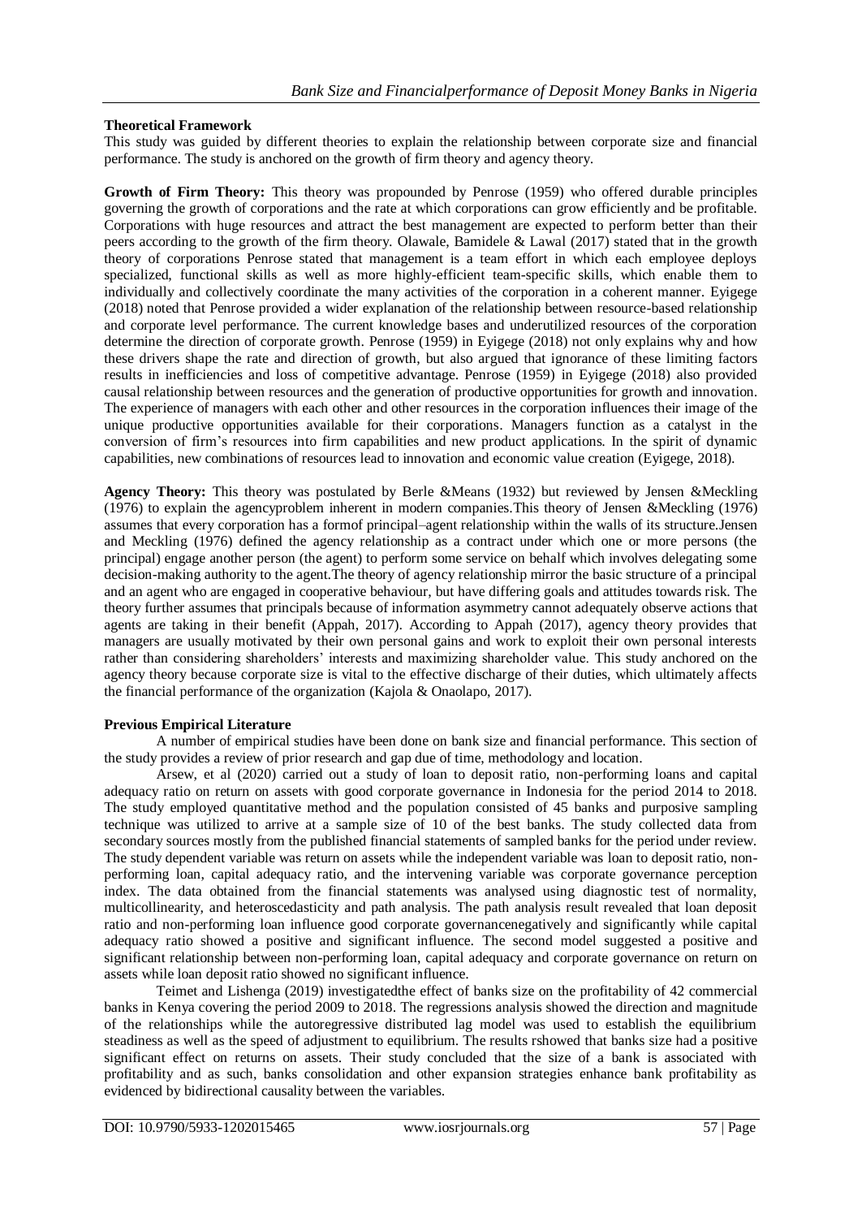**Theoretical Framework**

This study was guided by different theories to explain the relationship between corporate size and financial performance. The study is anchored on the growth of firm theory and agency theory.

**Growth of Firm Theory:** This theory was propounded by Penrose (1959) who offered durable principles governing the growth of corporations and the rate at which corporations can grow efficiently and be profitable. Corporations with huge resources and attract the best management are expected to perform better than their peers according to the growth of the firm theory. Olawale, Bamidele & Lawal (2017) stated that in the growth theory of corporations Penrose stated that management is a team effort in which each employee deploys specialized, functional skills as well as more highly-efficient team-specific skills, which enable them to individually and collectively coordinate the many activities of the corporation in a coherent manner. Eyigege (2018) noted that Penrose provided a wider explanation of the relationship between resource-based relationship and corporate level performance. The current knowledge bases and underutilized resources of the corporation determine the direction of corporate growth. Penrose (1959) in Eyigege (2018) not only explains why and how these drivers shape the rate and direction of growth, but also argued that ignorance of these limiting factors results in inefficiencies and loss of competitive advantage. Penrose (1959) in Eyigege (2018) also provided causal relationship between resources and the generation of productive opportunities for growth and innovation. The experience of managers with each other and other resources in the corporation influences their image of the unique productive opportunities available for their corporations. Managers function as a catalyst in the conversion of firm's resources into firm capabilities and new product applications. In the spirit of dynamic capabilities, new combinations of resources lead to innovation and economic value creation (Eyigege, 2018).

**Agency Theory:** This theory was postulated by Berle &Means (1932) but reviewed by Jensen &Meckling (1976) to explain the agencyproblem inherent in modern companies.This theory of Jensen &Meckling (1976) assumes that every corporation has a formof principal–agent relationship within the walls of its structure.Jensen and Meckling (1976) defined the agency relationship as a contract under which one or more persons (the principal) engage another person (the agent) to perform some service on behalf which involves delegating some decision-making authority to the agent.The theory of agency relationship mirror the basic structure of a principal and an agent who are engaged in cooperative behaviour, but have differing goals and attitudes towards risk. The theory further assumes that principals because of information asymmetry cannot adequately observe actions that agents are taking in their benefit (Appah, 2017). According to Appah (2017), agency theory provides that managers are usually motivated by their own personal gains and work to exploit their own personal interests rather than considering shareholders' interests and maximizing shareholder value. This study anchored on the agency theory because corporate size is vital to the effective discharge of their duties, which ultimately affects the financial performance of the organization (Kajola & Onaolapo, 2017).

**Previous Empirical Literature**

A number of empirical studies have been done on bank size and financial performance. This section of the study provides a review of prior research and gap due of time, methodology and location.

Arsew, et al (2020) carried out a study of loan to deposit ratio, non-performing loans and capital adequacy ratio on return on assets with good corporate governance in Indonesia for the period 2014 to 2018. The study employed quantitative method and the population consisted of 45 banks and purposive sampling technique was utilized to arrive at a sample size of 10 of the best banks. The study collected data from secondary sources mostly from the published financial statements of sampled banks for the period under review. The study dependent variable was return on assets while the independent variable was loan to deposit ratio, non-performing loan, capital adequacy ratio, and the intervening variable was corporate governance perception index. The data obtained from the financial statements was analysed using diagnostic test of normality, multicollinearity, and heteroscedasticity and path analysis. The path analysis result revealed that loan deposit ratio and non-performing loan influence good corporate governancenegatively and significantly while capital adequacy ratio showed a positive and significant influence. The second model suggested a positive and significant relationship between non-performing loan, capital adequacy and corporate governance on return on assets while loan deposit ratio showed no significant influence.

Teimet and Lishenga (2019) investigatedthe effect of banks size on the profitability of 42 commercial banks in Kenya covering the period 2009 to 2018. The regressions analysis showed the direction and magnitude of the relationships while the autoregressive distributed lag model was used to establish the equilibrium steadiness as well as the speed of adjustment to equilibrium. The results rshowed that banks size had a positive significant effect on returns on assets. Their study concluded that the size of a bank is associated with profitability and as such, banks consolidation and other expansion strategies enhance bank profitability as evidenced by bidirectional causality between the variables.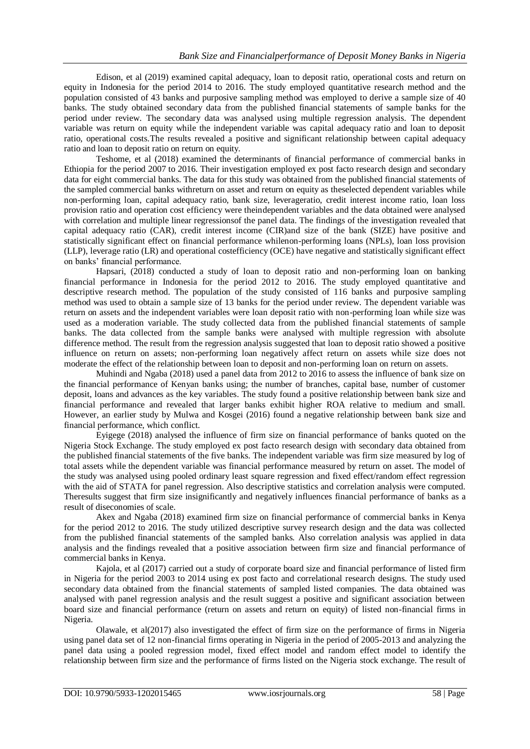Edison, et al (2019) examined capital adequacy, loan to deposit ratio, operational costs and return on equity in Indonesia for the period 2014 to 2016. The study employed quantitative research method and the population consisted of 43 banks and purposive sampling method was employed to derive a sample size of 40 banks. The study obtained secondary data from the published financial statements of sample banks for the period under review. The secondary data was analysed using multiple regression analysis. The dependent variable was return on equity while the independent variable was capital adequacy ratio and loan to deposit ratio, operational costs.The results revealed a positive and significant relationship between capital adequacy ratio and loan to deposit ratio on return on equity.

Teshome, et al (2018) examined the determinants of financial performance of commercial banks in Ethiopia for the period 2007 to 2016. Their investigation employed ex post facto research design and secondary data for eight commercial banks. The data for this study was obtained from the published financial statements of the sampled commercial banks withreturn on asset and return on equity as theselected dependent variables while non-performing loan, capital adequacy ratio, bank size, leverageratio, credit interest income ratio, loan loss provision ratio and operation cost efficiency were theindependent variables and the data obtained were analysed with correlation and multiple linear regressionsof the panel data. The findings of the investigation revealed that capital adequacy ratio (CAR), credit interest income (CIR)and size of the bank (SIZE) have positive and statistically significant effect on financial performance whilenon-performing loans (NPLs), loan loss provision (LLP), leverage ratio (LR) and operational costefficiency (OCE) have negative and statistically significant effect on banks' financial performance.

Hapsari, (2018) conducted a study of loan to deposit ratio and non-performing loan on banking financial performance in Indonesia for the period 2012 to 2016. The study employed quantitative and descriptive research method. The population of the study consisted of 116 banks and purposive sampling method was used to obtain a sample size of 13 banks for the period under review. The dependent variable was return on assets and the independent variables were loan deposit ratio with non-performing loan while size was used as a moderation variable. The study collected data from the published financial statements of sample banks. The data collected from the sample banks were analysed with multiple regression with absolute difference method. The result from the regression analysis suggested that loan to deposit ratio showed a positive influence on return on assets; non-performing loan negatively affect return on assets while size does not moderate the effect of the relationship between loan to deposit and non-performing loan on return on assets.

Muhindi and Ngaba (2018) used a panel data from 2012 to 2016 to assess the influence of bank size on the financial performance of Kenyan banks using; the number of branches, capital base, number of customer deposit, loans and advances as the key variables. The study found a positive relationship between bank size and financial performance and revealed that larger banks exhibit higher ROA relative to medium and small. However, an earlier study by Mulwa and Kosgei (2016) found a negative relationship between bank size and financial performance, which conflict.

Eyigege (2018) analysed the influence of firm size on financial performance of banks quoted on the Nigeria Stock Exchange. The study employed ex post facto research design with secondary data obtained from the published financial statements of the five banks. The independent variable was firm size measured by log of total assets while the dependent variable was financial performance measured by return on asset. The model of the study was analysed using pooled ordinary least square regression and fixed effect/random effect regression with the aid of STATA for panel regression. Also descriptive statistics and correlation analysis were computed. Theresults suggest that firm size insignificantly and negatively influences financial performance of banks as a result of diseconomies of scale.

Akex and Ngaba (2018) examined firm size on financial performance of commercial banks in Kenya for the period 2012 to 2016. The study utilized descriptive survey research design and the data was collected from the published financial statements of the sampled banks. Also correlation analysis was applied in data analysis and the findings revealed that a positive association between firm size and financial performance of commercial banks in Kenya.

Kajola, et al (2017) carried out a study of corporate board size and financial performance of listed firm in Nigeria for the period 2003 to 2014 using ex post facto and correlational research designs. The study used secondary data obtained from the financial statements of sampled listed companies. The data obtained was analysed with panel regression analysis and the result suggest a positive and significant association between board size and financial performance (return on assets and return on equity) of listed non-financial firms in Nigeria.

Olawale, et al(2017) also investigated the effect of firm size on the performance of firms in Nigeria using panel data set of 12 non-financial firms operating in Nigeria in the period of 2005-2013 and analyzing the panel data using a pooled regression model, fixed effect model and random effect model to identify the relationship between firm size and the performance of firms listed on the Nigeria stock exchange. The result of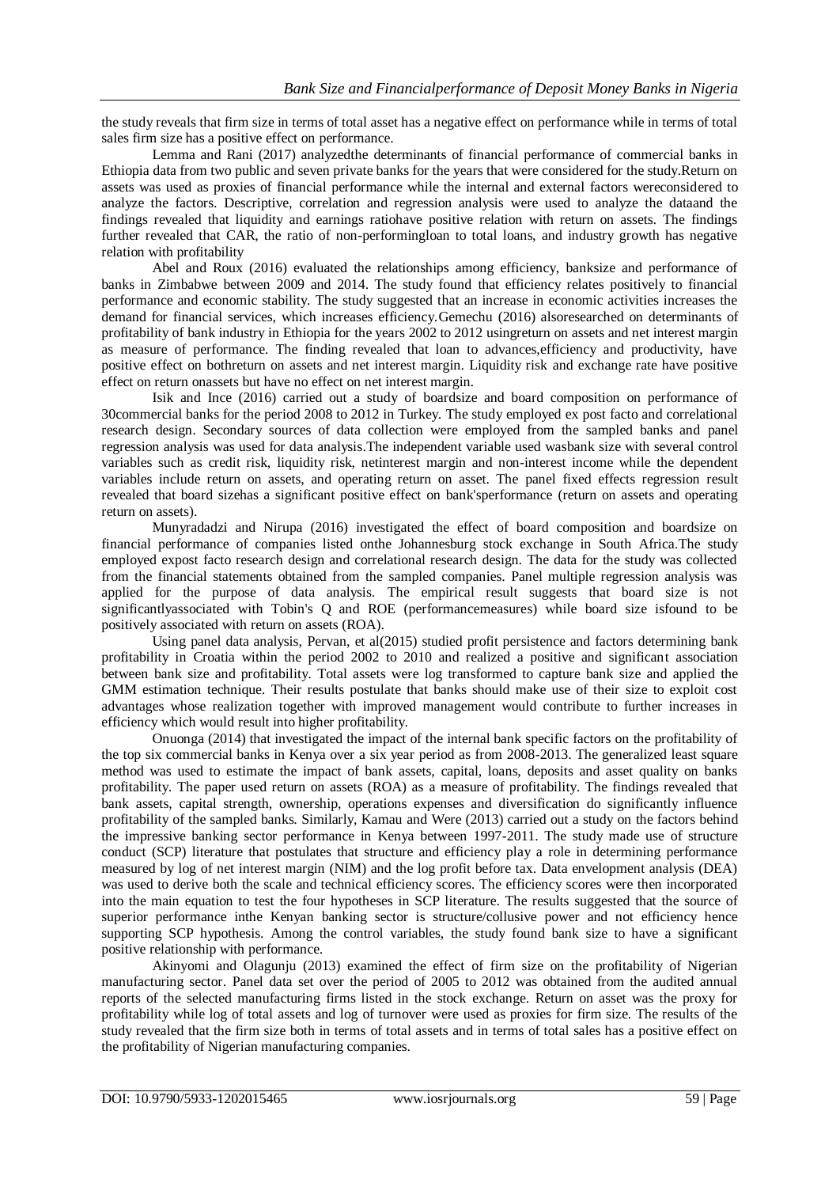the study reveals that firm size in terms of total asset has a negative effect on performance while in terms of total sales firm size has a positive effect on performance.

Lemma and Rani (2017) analyzedthe determinants of financial performance of commercial banks in Ethiopia data from two public and seven private banks for the years that were considered for the study.Return on assets was used as proxies of financial performance while the internal and external factors wereconsidered to analyze the factors. Descriptive, correlation and regression analysis were used to analyze the dataand the findings revealed that liquidity and earnings ratiohave positive relation with return on assets. The findings further revealed that CAR, the ratio of non-performingloan to total loans, and industry growth has negative relation with profitability

Abel and Roux (2016) evaluated the relationships among efficiency, banksize and performance of banks in Zimbabwe between 2009 and 2014. The study found that efficiency relates positively to financial performance and economic stability. The study suggested that an increase in economic activities increases the demand for financial services, which increases efficiency.Gemechu (2016) alsoresearched on determinants of profitability of bank industry in Ethiopia for the years 2002 to 2012 usingreturn on assets and net interest margin as measure of performance. The finding revealed that loan to advances,efficiency and productivity, have positive effect on bothreturn on assets and net interest margin. Liquidity risk and exchange rate have positive effect on return onassets but have no effect on net interest margin.

Isik and Ince (2016) carried out a study of boardsize and board composition on performance of 30commercial banks for the period 2008 to 2012 in Turkey. The study employed ex post facto and correlational research design. Secondary sources of data collection were employed from the sampled banks and panel regression analysis was used for data analysis.The independent variable used wasbank size with several control variables such as credit risk, liquidity risk, netinterest margin and non-interest income while the dependent variables include return on assets, and operating return on asset. The panel fixed effects regression result revealed that board sizehas a significant positive effect on bank'sperformance (return on assets and operating return on assets).

Munyradadzi and Nirupa (2016) investigated the effect of board composition and boardsize on financial performance of companies listed onthe Johannesburg stock exchange in South Africa.The study employed expost facto research design and correlational research design. The data for the study was collected from the financial statements obtained from the sampled companies. Panel multiple regression analysis was applied for the purpose of data analysis. The empirical result suggests that board size is not significantlyassociated with Tobin's Q and ROE (performancemeasures) while board size isfound to be positively associated with return on assets (ROA).

Using panel data analysis, Pervan, et al(2015) studied profit persistence and factors determining bank profitability in Croatia within the period 2002 to 2010 and realized a positive and significant association between bank size and profitability. Total assets were log transformed to capture bank size and applied the GMM estimation technique. Their results postulate that banks should make use of their size to exploit cost advantages whose realization together with improved management would contribute to further increases in efficiency which would result into higher profitability.

Onuonga (2014) that investigated the impact of the internal bank specific factors on the profitability of the top six commercial banks in Kenya over a six year period as from 2008-2013. The generalized least square method was used to estimate the impact of bank assets, capital, loans, deposits and asset quality on banks profitability. The paper used return on assets (ROA) as a measure of profitability. The findings revealed that bank assets, capital strength, ownership, operations expenses and diversification do significantly influence profitability of the sampled banks. Similarly, Kamau and Were (2013) carried out a study on the factors behind the impressive banking sector performance in Kenya between 1997-2011. The study made use of structure conduct (SCP) literature that postulates that structure and efficiency play a role in determining performance measured by log of net interest margin (NIM) and the log profit before tax. Data envelopment analysis (DEA) was used to derive both the scale and technical efficiency scores. The efficiency scores were then incorporated into the main equation to test the four hypotheses in SCP literature. The results suggested that the source of superior performance inthe Kenyan banking sector is structure/collusive power and not efficiency hence supporting SCP hypothesis. Among the control variables, the study found bank size to have a significant positive relationship with performance.

Akinyomi and Olagunju (2013) examined the effect of firm size on the profitability of Nigerian manufacturing sector. Panel data set over the period of 2005 to 2012 was obtained from the audited annual reports of the selected manufacturing firms listed in the stock exchange. Return on asset was the proxy for profitability while log of total assets and log of turnover were used as proxies for firm size. The results of the study revealed that the firm size both in terms of total assets and in terms of total sales has a positive effect on the profitability of Nigerian manufacturing companies.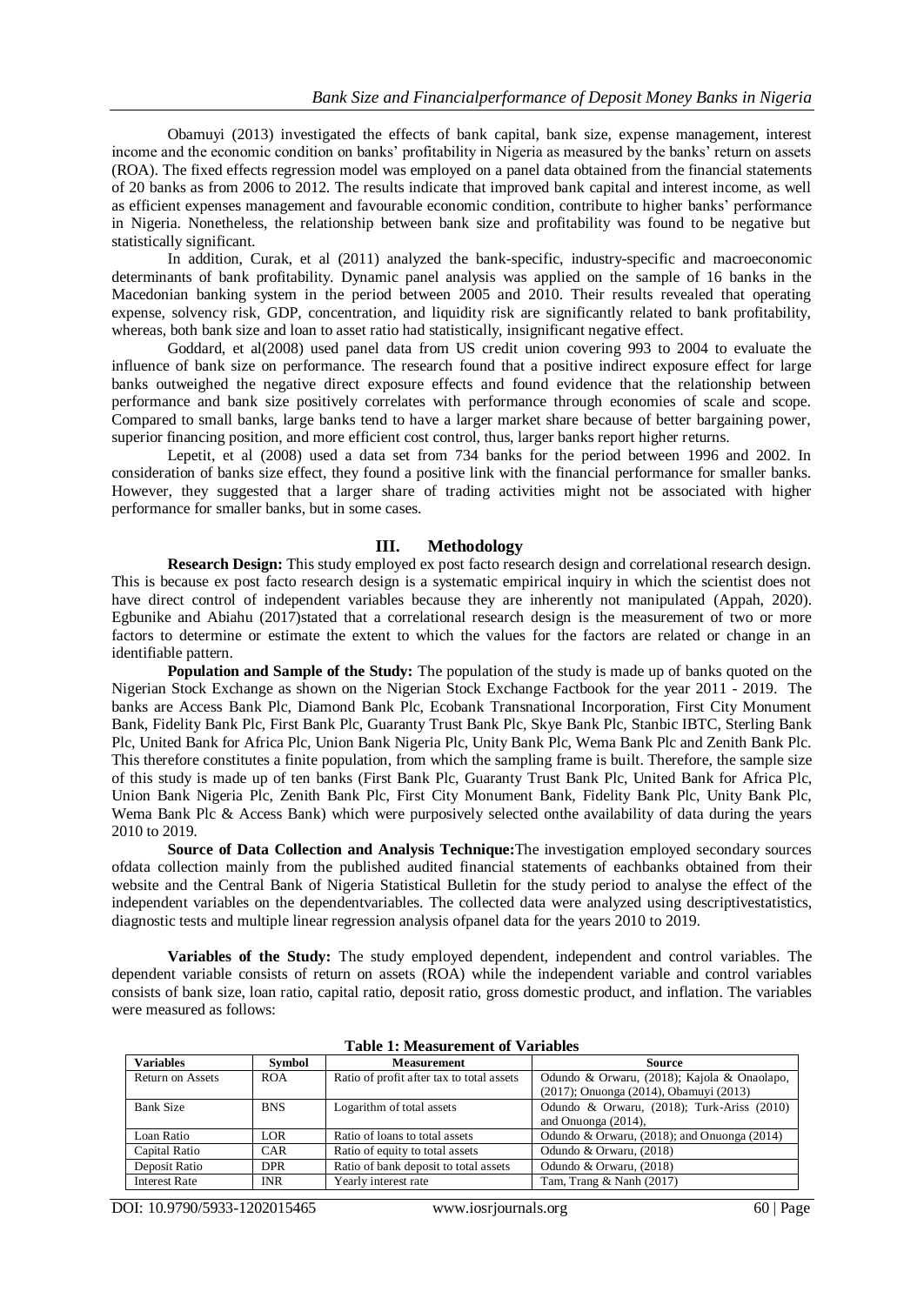Obamuyi (2013) investigated the effects of bank capital, bank size, expense management, interest income and the economic condition on banks' profitability in Nigeria as measured by the banks' return on assets (ROA). The fixed effects regression model was employed on a panel data obtained from the financial statements of 20 banks as from 2006 to 2012. The results indicate that improved bank capital and interest income, as well as efficient expenses management and favourable economic condition, contribute to higher banks' performance in Nigeria. Nonetheless, the relationship between bank size and profitability was found to be negative but statistically significant.

In addition, Curak, et al (2011) analyzed the bank-specific, industry-specific and macroeconomic determinants of bank profitability. Dynamic panel analysis was applied on the sample of 16 banks in the Macedonian banking system in the period between 2005 and 2010. Their results revealed that operating expense, solvency risk, GDP, concentration, and liquidity risk are significantly related to bank profitability, whereas, both bank size and loan to asset ratio had statistically, insignificant negative effect.

Goddard, et al(2008) used panel data from US credit union covering 993 to 2004 to evaluate the influence of bank size on performance. The research found that a positive indirect exposure effect for large banks outweighed the negative direct exposure effects and found evidence that the relationship between performance and bank size positively correlates with performance through economies of scale and scope. Compared to small banks, large banks tend to have a larger market share because of better bargaining power, superior financing position, and more efficient cost control, thus, larger banks report higher returns.

Lepetit, et al (2008) used a data set from 734 banks for the period between 1996 and 2002. In consideration of banks size effect, they found a positive link with the financial performance for smaller banks. However, they suggested that a larger share of trading activities might not be associated with higher performance for smaller banks, but in some cases.

## III. Methodology

**Research Design:** This study employed ex post facto research design and correlational research design. This is because ex post facto research design is a systematic empirical inquiry in which the scientist does not have direct control of independent variables because they are inherently not manipulated (Appah, 2020). Egbunike and Abiahu (2017)stated that a correlational research design is the measurement of two or more factors to determine or estimate the extent to which the values for the factors are related or change in an identifiable pattern.

**Population and Sample of the Study:** The population of the study is made up of banks quoted on the Nigerian Stock Exchange as shown on the Nigerian Stock Exchange Factbook for the year 2011 - 2019. The banks are Access Bank Plc, Diamond Bank Plc, Ecobank Transnational Incorporation, First City Monument Bank, Fidelity Bank Plc, First Bank Plc, Guaranty Trust Bank Plc, Skye Bank Plc, Stanbic IBTC, Sterling Bank Plc, United Bank for Africa Plc, Union Bank Nigeria Plc, Unity Bank Plc, Wema Bank Plc and Zenith Bank Plc. This therefore constitutes a finite population, from which the sampling frame is built. Therefore, the sample size of this study is made up of ten banks (First Bank Plc, Guaranty Trust Bank Plc, United Bank for Africa Plc, Union Bank Nigeria Plc, Zenith Bank Plc, First City Monument Bank, Fidelity Bank Plc, Unity Bank Plc, Wema Bank Plc & Access Bank) which were purposively selected onthe availability of data during the years 2010 to 2019.

**Source of Data Collection and Analysis Technique:**The investigation employed secondary sources ofdata collection mainly from the published audited financial statements of eachbanks obtained from their website and the Central Bank of Nigeria Statistical Bulletin for the study period to analyse the effect of the independent variables on the dependentvariables. The collected data were analyzed using descriptivestatistics, diagnostic tests and multiple linear regression analysis ofpanel data for the years 2010 to 2019.

**Variables of the Study:** The study employed dependent, independent and control variables. The dependent variable consists of return on assets (ROA) while the independent variable and control variables consists of bank size, loan ratio, capital ratio, deposit ratio, gross domestic product, and inflation. The variables were measured as follows:

**Table 1: Measurement of Variables**

| Variables | Symbol | Measurement | Source |
|---|---|---|---|
| Return on Assets | ROA | Ratio of profit after tax to total assets | Odundo & Orwaru, (2018); Kajola & Onaolapo, (2017); Onuonga (2014), Obamuyi (2013) |
| Bank Size | BNS | Logarithm of total assets | Odundo & Orwaru, (2018); Turk-Ariss (2010) and Onuonga (2014), |
| Loan Ratio | LOR | Ratio of loans to total assets | Odundo & Orwaru, (2018); and Onuonga (2014) |
| Capital Ratio | CAR | Ratio of equity to total assets | Odundo & Orwaru, (2018) |
| Deposit Ratio | DPR | Ratio of bank deposit to total assets | Odundo & Orwaru, (2018) |
| Interest Rate | INR | Yearly interest rate | Tam, Trang & Nanh (2017) |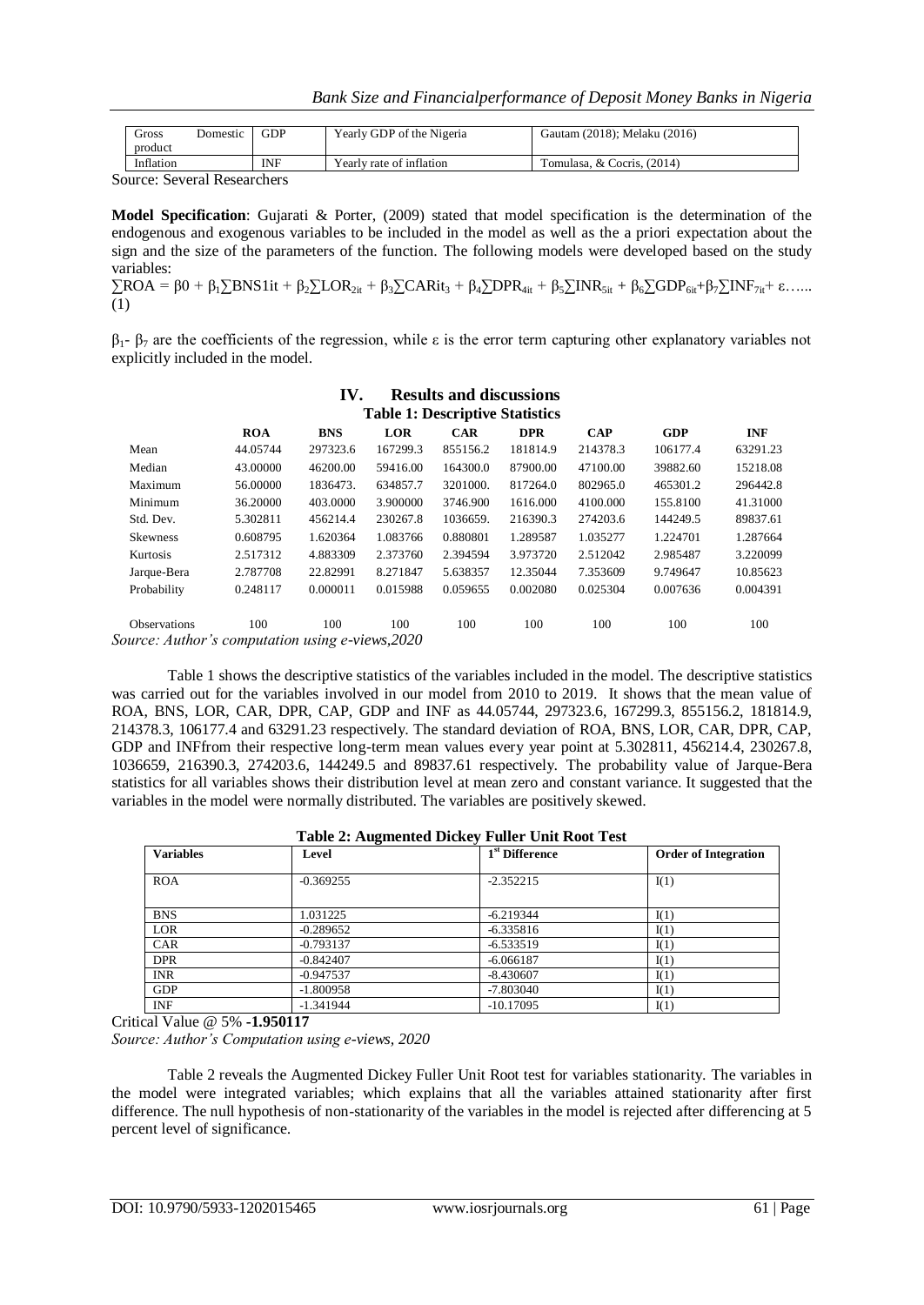| Gross Domestic product | GDP | Yearly GDP of the Nigeria | Gautam (2018); Melaku (2016) |
|---|---|---|---|
| Inflation | INF | Yearly rate of inflation | Tomulasa, & Cocris, (2014) |

Source: Several Researchers

**Model Specification**: Gujarati & Porter, (2009) stated that model specification is the determination of the endogenous and exogenous variables to be included in the model as well as the a priori expectation about the sign and the size of the parameters of the function. The following models were developed based on the study variables:

$\sum ROA = \beta 0 + \beta_1 \sum BNS1it + \beta_2 \sum LOR_{2it} + \beta_3 \sum CARit_3 + \beta_4 \sum DPR_{4it} + \beta_5 \sum INR_{5it} + \beta_6 \sum GDP_{6it} + \beta_7 \sum INF_{7it} + \varepsilon$…... (1)

$\beta_1$- $\beta_7$ are the coefficients of the regression, while $\varepsilon$ is the error term capturing other explanatory variables not explicitly included in the model.

# IV. Results and discussions

**Table 1: Descriptive Statistics**

| | ROA | BNS | LOR | CAR | DPR | CAP | GDP | INF |
|---|---|---|---|---|---|---|---|---|
| Mean | 44.05744 | 297323.6 | 167299.3 | 855156.2 | 181814.9 | 214378.3 | 106177.4 | 63291.23 |
| Median | 43.00000 | 46200.00 | 59416.00 | 164300.0 | 87900.00 | 47100.00 | 39882.60 | 15218.08 |
| Maximum | 56.00000 | 1836473. | 634857.7 | 3201000. | 817264.0 | 802965.0 | 465301.2 | 296442.8 |
| Minimum | 36.20000 | 403.0000 | 3.900000 | 3746.900 | 1616.000 | 4100.000 | 155.8100 | 41.31000 |
| Std. Dev. | 5.302811 | 456214.4 | 230267.8 | 1036659. | 216390.3 | 274203.6 | 144249.5 | 89837.61 |
| Skewness | 0.608795 | 1.620364 | 1.083766 | 0.880801 | 1.289587 | 1.035277 | 1.224701 | 1.287664 |
| Kurtosis | 2.517312 | 4.883309 | 2.373760 | 2.394594 | 3.973720 | 2.512042 | 2.985487 | 3.220099 |
| Jarque-Bera | 2.787708 | 22.82991 | 8.271847 | 5.638357 | 12.35044 | 7.353609 | 9.749647 | 10.85623 |
| Probability | 0.248117 | 0.000011 | 0.015988 | 0.059655 | 0.002080 | 0.025304 | 0.007636 | 0.004391 |
| Observations | 100 | 100 | 100 | 100 | 100 | 100 | 100 | 100 |

*Source: Author's computation using e-views,2020*

Table 1 shows the descriptive statistics of the variables included in the model. The descriptive statistics was carried out for the variables involved in our model from 2010 to 2019. It shows that the mean value of ROA, BNS, LOR, CAR, DPR, CAP, GDP and INF as 44.05744, 297323.6, 167299.3, 855156.2, 181814.9, 214378.3, 106177.4 and 63291.23 respectively. The standard deviation of ROA, BNS, LOR, CAR, DPR, CAP, GDP and INFfrom their respective long-term mean values every year point at 5.302811, 456214.4, 230267.8, 1036659, 216390.3, 274203.6, 144249.5 and 89837.61 respectively. The probability value of Jarque-Bera statistics for all variables shows their distribution level at mean zero and constant variance. It suggested that the variables in the model were normally distributed. The variables are positively skewed.

**Table 2: Augmented Dickey Fuller Unit Root Test**

| Variables | Level | 1st Difference | Order of Integration |
|---|---|---|---|
| ROA | -0.369255 | -2.352215 | I(1) |
| BNS | 1.031225 | -6.219344 | I(1) |
| LOR | -0.289652 | -6.335816 | I(1) |
| CAR | -0.793137 | -6.533519 | I(1) |
| DPR | -0.842407 | -6.066187 | I(1) |
| INR | -0.947537 | -8.430607 | I(1) |
| GDP | -1.800958 | -7.803040 | I(1) |
| INF | -1.341944 | -10.17095 | I(1) |

Critical Value @ 5% **-1.950117**

*Source: Author's Computation using e-views, 2020*

Table 2 reveals the Augmented Dickey Fuller Unit Root test for variables stationarity. The variables in the model were integrated variables; which explains that all the variables attained stationarity after first difference. The null hypothesis of non-stationarity of the variables in the model is rejected after differencing at 5 percent level of significance.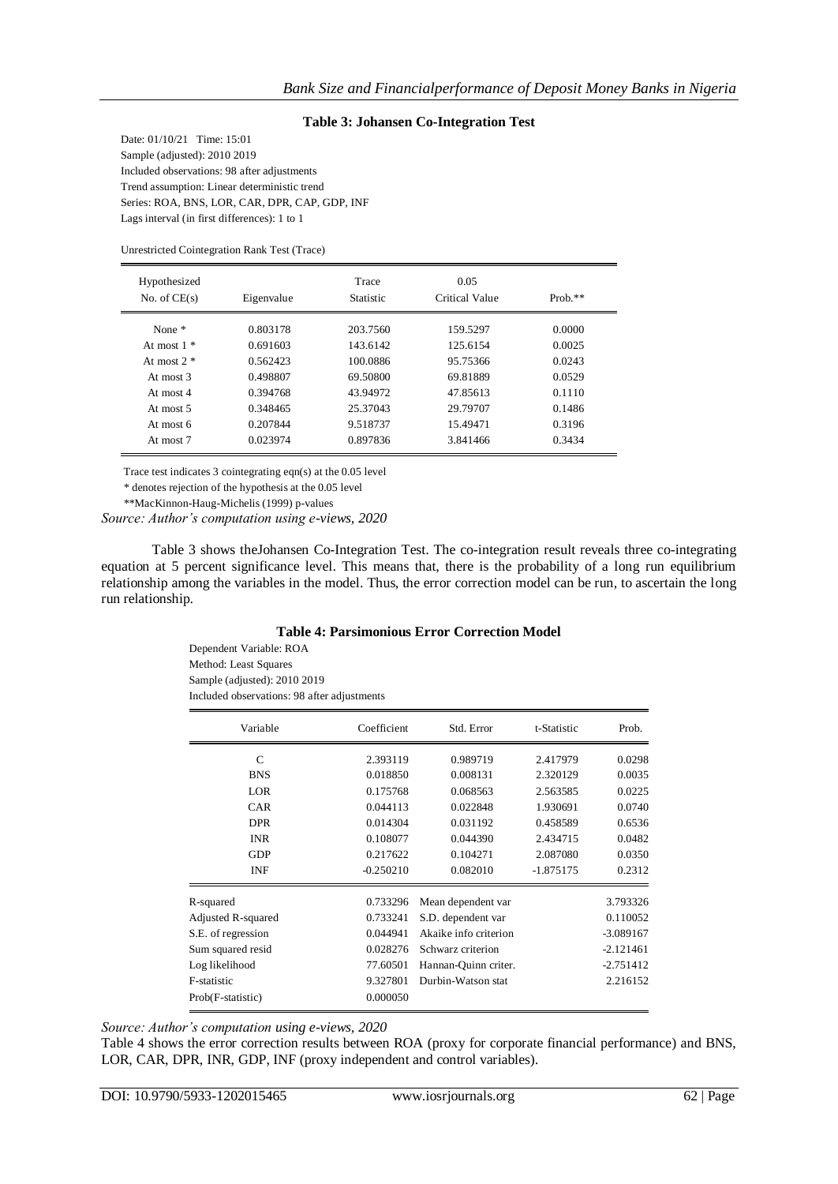**Table 3: Johansen Co-Integration Test**

Date: 01/10/21 Time: 15:01
Sample (adjusted): 2010 2019
Included observations: 98 after adjustments
Trend assumption: Linear deterministic trend
Series: ROA, BNS, LOR, CAR, DPR, CAP, GDP, INF
Lags interval (in first differences): 1 to 1

Unrestricted Cointegration Rank Test (Trace)

| Hypothesized No. of CE(s) | Eigenvalue | Trace Statistic | 0.05 Critical Value | Prob.** |
|---|---|---|---|---|
| None * | 0.803178 | 203.7560 | 159.5297 | 0.0000 |
| At most 1 * | 0.691603 | 143.6142 | 125.6154 | 0.0025 |
| At most 2 * | 0.562423 | 100.0886 | 95.75366 | 0.0243 |
| At most 3 | 0.498807 | 69.50800 | 69.81889 | 0.0529 |
| At most 4 | 0.394768 | 43.94972 | 47.85613 | 0.1110 |
| At most 5 | 0.348465 | 25.37043 | 29.79707 | 0.1486 |
| At most 6 | 0.207844 | 9.518737 | 15.49471 | 0.3196 |
| At most 7 | 0.023974 | 0.897836 | 3.841466 | 0.3434 |

Trace test indicates 3 cointegrating eqn(s) at the 0.05 level
* denotes rejection of the hypothesis at the 0.05 level
**MacKinnon-Haug-Michelis (1999) p-values

*Source: Author's computation using e-views, 2020*

Table 3 shows theJohansen Co-Integration Test. The co-integration result reveals three co-integrating equation at 5 percent significance level. This means that, there is the probability of a long run equilibrium relationship among the variables in the model. Thus, the error correction model can be run, to ascertain the long run relationship.

**Table 4: Parsimonious Error Correction Model**

Dependent Variable: ROA
Method: Least Squares
Sample (adjusted): 2010 2019
Included observations: 98 after adjustments

| Variable | Coefficient | Std. Error | t-Statistic | Prob. |
|---|---|---|---|---|
| C | 2.393119 | 0.989719 | 2.417979 | 0.0298 |
| BNS | 0.018850 | 0.008131 | 2.320129 | 0.0035 |
| LOR | 0.175768 | 0.068563 | 2.563585 | 0.0225 |
| CAR | 0.044113 | 0.022848 | 1.930691 | 0.0740 |
| DPR | 0.014304 | 0.031192 | 0.458589 | 0.6536 |
| INR | 0.108077 | 0.044390 | 2.434715 | 0.0482 |
| GDP | 0.217622 | 0.104271 | 2.087080 | 0.0350 |
| INF | -0.250210 | 0.082010 | -1.875175 | 0.2312 |

| | | | |
|---|---|---|---|
| R-squared | 0.733296 | Mean dependent var | 3.793326 |
| Adjusted R-squared | 0.733241 | S.D. dependent var | 0.110052 |
| S.E. of regression | 0.044941 | Akaike info criterion | -3.089167 |
| Sum squared resid | 0.028276 | Schwarz criterion | -2.121461 |
| Log likelihood | 77.60501 | Hannan-Quinn criter. | -2.751412 |
| F-statistic | 9.327801 | Durbin-Watson stat | 2.216152 |
| Prob(F-statistic) | 0.000050 | | |

*Source: Author's computation using e-views, 2020*

Table 4 shows the error correction results between ROA (proxy for corporate financial performance) and BNS, LOR, CAR, DPR, INR, GDP, INF (proxy independent and control variables).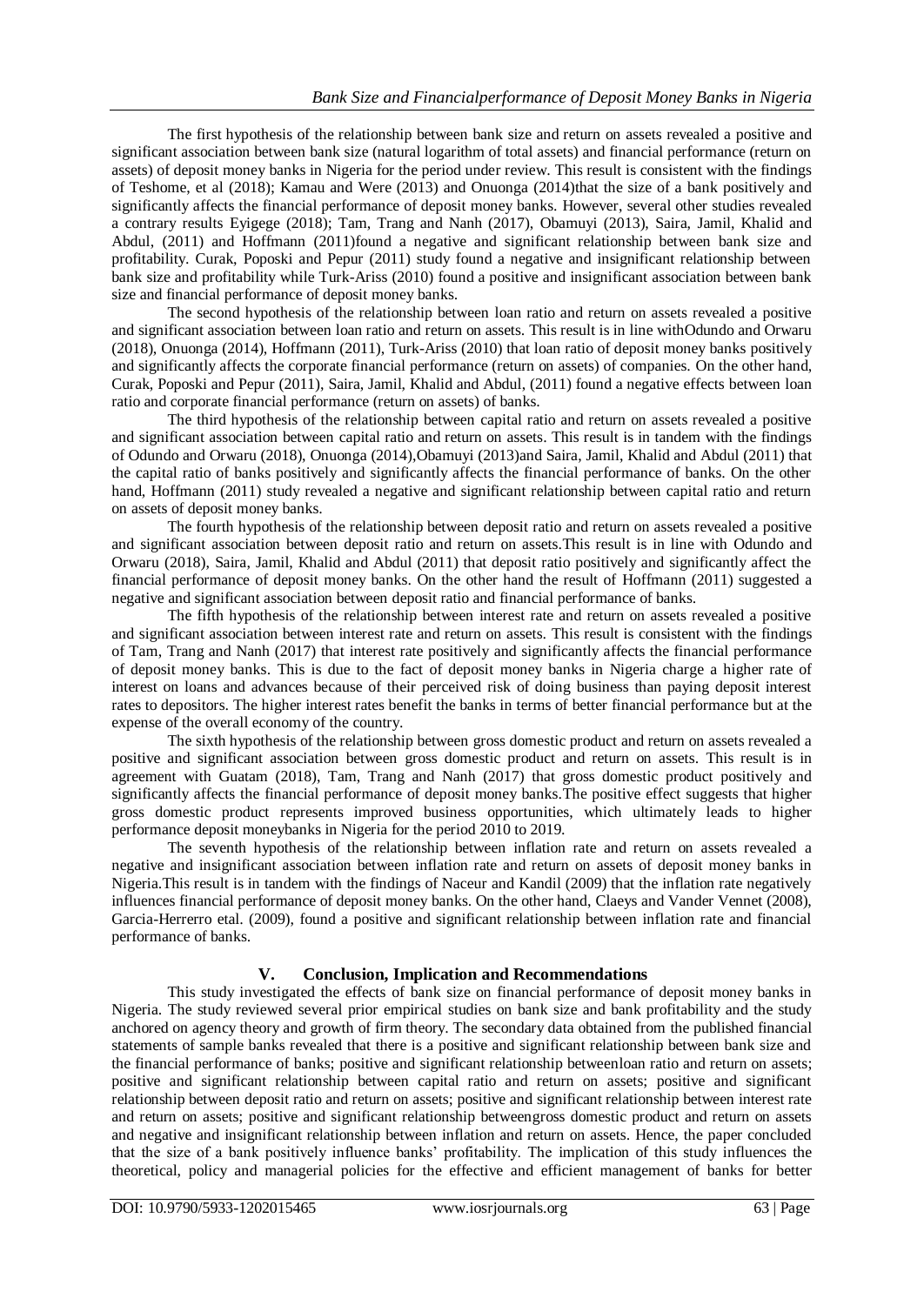The first hypothesis of the relationship between bank size and return on assets revealed a positive and significant association between bank size (natural logarithm of total assets) and financial performance (return on assets) of deposit money banks in Nigeria for the period under review. This result is consistent with the findings of Teshome, et al (2018); Kamau and Were (2013) and Onuonga (2014)that the size of a bank positively and significantly affects the financial performance of deposit money banks. However, several other studies revealed a contrary results Eyigege (2018); Tam, Trang and Nanh (2017), Obamuyi (2013), Saira, Jamil, Khalid and Abdul, (2011) and Hoffmann (2011)found a negative and significant relationship between bank size and profitability. Curak, Poposki and Pepur (2011) study found a negative and insignificant relationship between bank size and profitability while Turk-Ariss (2010) found a positive and insignificant association between bank size and financial performance of deposit money banks.

The second hypothesis of the relationship between loan ratio and return on assets revealed a positive and significant association between loan ratio and return on assets. This result is in line withOdundo and Orwaru (2018), Onuonga (2014), Hoffmann (2011), Turk-Ariss (2010) that loan ratio of deposit money banks positively and significantly affects the corporate financial performance (return on assets) of companies. On the other hand, Curak, Poposki and Pepur (2011), Saira, Jamil, Khalid and Abdul, (2011) found a negative effects between loan ratio and corporate financial performance (return on assets) of banks.

The third hypothesis of the relationship between capital ratio and return on assets revealed a positive and significant association between capital ratio and return on assets. This result is in tandem with the findings of Odundo and Orwaru (2018), Onuonga (2014),Obamuyi (2013)and Saira, Jamil, Khalid and Abdul (2011) that the capital ratio of banks positively and significantly affects the financial performance of banks. On the other hand, Hoffmann (2011) study revealed a negative and significant relationship between capital ratio and return on assets of deposit money banks.

The fourth hypothesis of the relationship between deposit ratio and return on assets revealed a positive and significant association between deposit ratio and return on assets.This result is in line with Odundo and Orwaru (2018), Saira, Jamil, Khalid and Abdul (2011) that deposit ratio positively and significantly affect the financial performance of deposit money banks. On the other hand the result of Hoffmann (2011) suggested a negative and significant association between deposit ratio and financial performance of banks.

The fifth hypothesis of the relationship between interest rate and return on assets revealed a positive and significant association between interest rate and return on assets. This result is consistent with the findings of Tam, Trang and Nanh (2017) that interest rate positively and significantly affects the financial performance of deposit money banks. This is due to the fact of deposit money banks in Nigeria charge a higher rate of interest on loans and advances because of their perceived risk of doing business than paying deposit interest rates to depositors. The higher interest rates benefit the banks in terms of better financial performance but at the expense of the overall economy of the country.

The sixth hypothesis of the relationship between gross domestic product and return on assets revealed a positive and significant association between gross domestic product and return on assets. This result is in agreement with Guatam (2018), Tam, Trang and Nanh (2017) that gross domestic product positively and significantly affects the financial performance of deposit money banks.The positive effect suggests that higher gross domestic product represents improved business opportunities, which ultimately leads to higher performance deposit moneybanks in Nigeria for the period 2010 to 2019.

The seventh hypothesis of the relationship between inflation rate and return on assets revealed a negative and insignificant association between inflation rate and return on assets of deposit money banks in Nigeria.This result is in tandem with the findings of Naceur and Kandil (2009) that the inflation rate negatively influences financial performance of deposit money banks. On the other hand, Claeys and Vander Vennet (2008), Garcia-Herrerro etal. (2009), found a positive and significant relationship between inflation rate and financial performance of banks.

## V. Conclusion, Implication and Recommendations

This study investigated the effects of bank size on financial performance of deposit money banks in Nigeria. The study reviewed several prior empirical studies on bank size and bank profitability and the study anchored on agency theory and growth of firm theory. The secondary data obtained from the published financial statements of sample banks revealed that there is a positive and significant relationship between bank size and the financial performance of banks; positive and significant relationship betweenloan ratio and return on assets; positive and significant relationship between capital ratio and return on assets; positive and significant relationship between deposit ratio and return on assets; positive and significant relationship between interest rate and return on assets; positive and significant relationship betweengross domestic product and return on assets and negative and insignificant relationship between inflation and return on assets. Hence, the paper concluded that the size of a bank positively influence banks' profitability. The implication of this study influences the theoretical, policy and managerial policies for the effective and efficient management of banks for better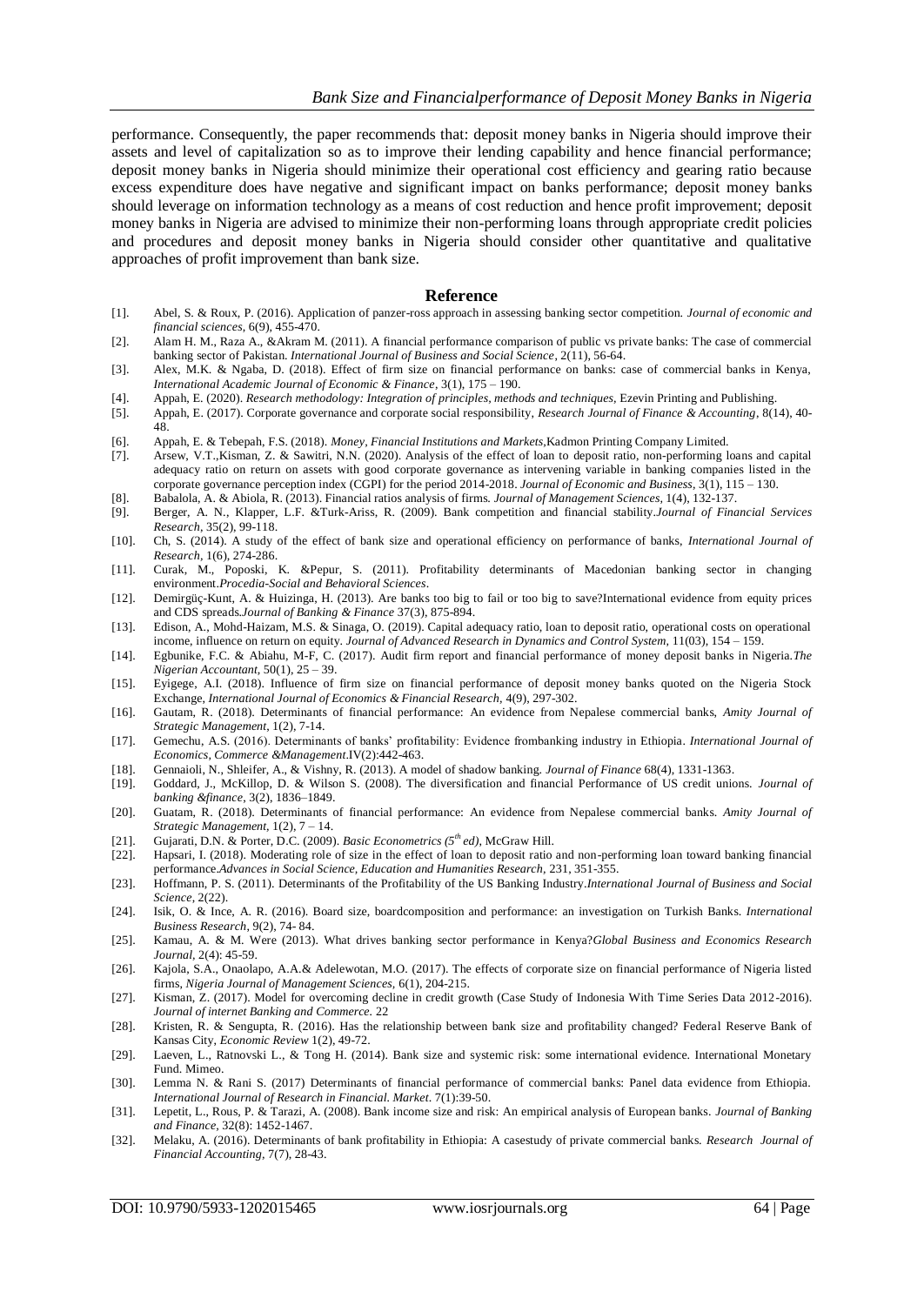performance. Consequently, the paper recommends that: deposit money banks in Nigeria should improve their assets and level of capitalization so as to improve their lending capability and hence financial performance; deposit money banks in Nigeria should minimize their operational cost efficiency and gearing ratio because excess expenditure does have negative and significant impact on banks performance; deposit money banks should leverage on information technology as a means of cost reduction and hence profit improvement; deposit money banks in Nigeria are advised to minimize their non-performing loans through appropriate credit policies and procedures and deposit money banks in Nigeria should consider other quantitative and qualitative approaches of profit improvement than bank size.

## Reference

[1]. Abel, S. & Roux, P. (2016). Application of panzer-ross approach in assessing banking sector competition. *Journal of economic and financial sciences*, 6(9), 455-470.

[2]. Alam H. M., Raza A., &Akram M. (2011). A financial performance comparison of public vs private banks: The case of commercial banking sector of Pakistan. *International Journal of Business and Social Science*, 2(11), 56-64.

[3]. Alex, M.K. & Ngaba, D. (2018). Effect of firm size on financial performance on banks: case of commercial banks in Kenya, *International Academic Journal of Economic & Finance*, 3(1), 175 – 190.

[4]. Appah, E. (2020). *Research methodology: Integration of principles, methods and techniques*, Ezevin Printing and Publishing.

[5]. Appah, E. (2017). Corporate governance and corporate social responsibility, *Research Journal of Finance & Accounting*, 8(14), 40-48.

[6]. Appah, E. & Tebepah, F.S. (2018). *Money, Financial Institutions and Markets*,Kadmon Printing Company Limited.

[7]. Arsew, V.T.,Kisman, Z. & Sawitri, N.N. (2020). Analysis of the effect of loan to deposit ratio, non-performing loans and capital adequacy ratio on return on assets with good corporate governance as intervening variable in banking companies listed in the corporate governance perception index (CGPI) for the period 2014-2018. *Journal of Economic and Business*, 3(1), 115 – 130.

[8]. Babalola, A. & Abiola, R. (2013). Financial ratios analysis of firms. *Journal of Management Sciences*, 1(4), 132-137.

[9]. Berger, A. N., Klapper, L.F. &Turk-Ariss, R. (2009). Bank competition and financial stability.*Journal of Financial Services Research*, 35(2), 99-118.

[10]. Ch, S. (2014). A study of the effect of bank size and operational efficiency on performance of banks, *International Journal of Research*, 1(6), 274-286.

[11]. Curak, M., Poposki, K. &Pepur, S. (2011). Profitability determinants of Macedonian banking sector in changing environment.*Procedia-Social and Behavioral Sciences*.

[12]. Demirgüç-Kunt, A. & Huizinga, H. (2013). Are banks too big to fail or too big to save?International evidence from equity prices and CDS spreads.*Journal of Banking & Finance* 37(3), 875-894.

[13]. Edison, A., Mohd-Haizam, M.S. & Sinaga, O. (2019). Capital adequacy ratio, loan to deposit ratio, operational costs on operational income, influence on return on equity. *Journal of Advanced Research in Dynamics and Control System*, 11(03), 154 – 159.

[14]. Egbunike, F.C. & Abiahu, M-F, C. (2017). Audit firm report and financial performance of money deposit banks in Nigeria.*The Nigerian Accountant*, 50(1), 25 – 39.

[15]. Eyigege, A.I. (2018). Influence of firm size on financial performance of deposit money banks quoted on the Nigeria Stock Exchange, *International Journal of Economics & Financial Research*, 4(9), 297-302.

[16]. Gautam, R. (2018). Determinants of financial performance: An evidence from Nepalese commercial banks, *Amity Journal of Strategic Management*, 1(2), 7-14.

[17]. Gemechu, A.S. (2016). Determinants of banks' profitability: Evidence frombanking industry in Ethiopia. *International Journal of Economics, Commerce &Management*.IV(2):442-463.

[18]. Gennaioli, N., Shleifer, A., & Vishny, R. (2013). A model of shadow banking. *Journal of Finance* 68(4), 1331-1363.

[19]. Goddard, J., McKillop, D. & Wilson S. (2008). The diversification and financial Performance of US credit unions. *Journal of banking &finance*, 3(2), 1836–1849.

[20]. Guatam, R. (2018). Determinants of financial performance: An evidence from Nepalese commercial banks. *Amity Journal of Strategic Management*, 1(2), 7 – 14.

[21]. Gujarati, D.N. & Porter, D.C. (2009). *Basic Econometrics (5th ed)*, McGraw Hill.

[22]. Hapsari, I. (2018). Moderating role of size in the effect of loan to deposit ratio and non-performing loan toward banking financial performance.*Advances in Social Science, Education and Humanities Research*, 231, 351-355.

[23]. Hoffmann, P. S. (2011). Determinants of the Profitability of the US Banking Industry.*International Journal of Business and Social Science*, 2(22).

[24]. Isik, O. & Ince, A. R. (2016). Board size, boardcomposition and performance: an investigation on Turkish Banks. *International Business Research*, 9(2), 74- 84.

[25]. Kamau, A. & M. Were (2013). What drives banking sector performance in Kenya?*Global Business and Economics Research Journal*, 2(4): 45-59.

[26]. Kajola, S.A., Onaolapo, A.A.& Adelewotan, M.O. (2017). The effects of corporate size on financial performance of Nigeria listed firms, *Nigeria Journal of Management Sciences*, 6(1), 204-215.

[27]. Kisman, Z. (2017). Model for overcoming decline in credit growth (Case Study of Indonesia With Time Series Data 2012-2016). *Journal of internet Banking and Commerce.* 22

[28]. Kristen, R. & Sengupta, R. (2016). Has the relationship between bank size and profitability changed? Federal Reserve Bank of Kansas City, *Economic Review* 1(2), 49-72.

[29]. Laeven, L., Ratnovski L., & Tong H. (2014). Bank size and systemic risk: some international evidence. International Monetary Fund. Mimeo.

[30]. Lemma N. & Rani S. (2017) Determinants of financial performance of commercial banks: Panel data evidence from Ethiopia. *International Journal of Research in Financial. Market*. 7(1):39-50.

[31]. Lepetit, L., Rous, P. & Tarazi, A. (2008). Bank income size and risk: An empirical analysis of European banks. *Journal of Banking and Finance*, 32(8): 1452-1467.

[32]. Melaku, A. (2016). Determinants of bank profitability in Ethiopia: A casestudy of private commercial banks. *Research Journal of Financial Accounting*, 7(7), 28-43.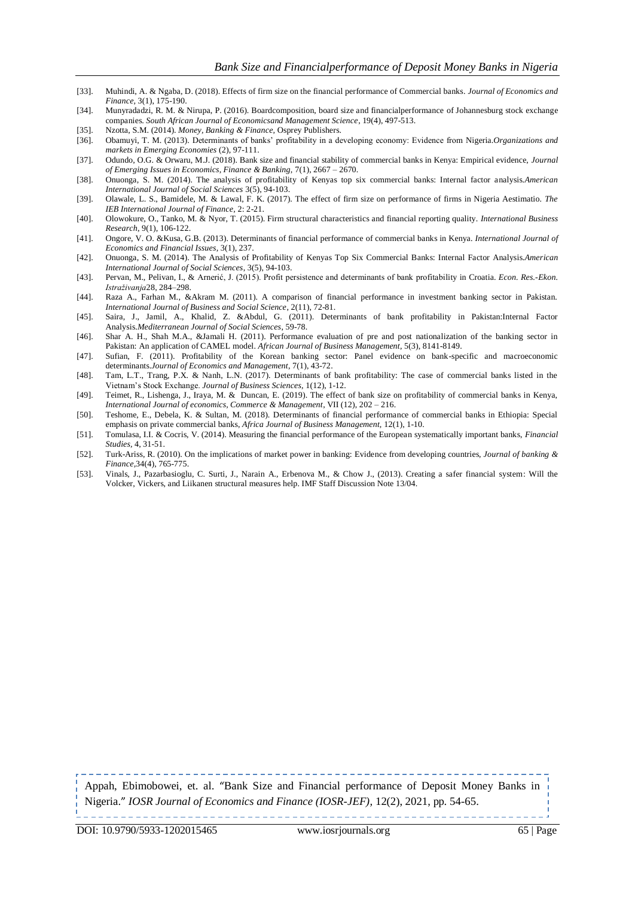[33]. Muhindi, A. & Ngaba, D. (2018). Effects of firm size on the financial performance of Commercial banks. *Journal of Economics and Finance*, 3(1), 175-190.

[34]. Munyradadzi, R. M. & Nirupa, P. (2016). Boardcomposition, board size and financialperformance of Johannesburg stock exchange companies. *South African Journal of Economicsand Management Science*, 19(4), 497-513.

[35]. Nzotta, S.M. (2014). *Money, Banking & Finance*, Osprey Publishers.

[36]. Obamuyi, T. M. (2013). Determinants of banks' profitability in a developing economy: Evidence from Nigeria.*Organizations and markets in Emerging Economies* (2), 97-111.

[37]. Odundo, O.G. & Orwaru, M.J. (2018). Bank size and financial stability of commercial banks in Kenya: Empirical evidence, *Journal of Emerging Issues in Economics, Finance & Banking*, 7(1), 2667 – 2670.

[38]. Onuonga, S. M. (2014). The analysis of profitability of Kenyas top six commercial banks: Internal factor analysis.*American International Journal of Social Sciences* 3(5), 94-103.

[39]. Olawale, L. S., Bamidele, M. & Lawal, F. K. (2017). The effect of firm size on performance of firms in Nigeria Aestimatio. *The IEB International Journal of Finance*, 2: 2-21.

[40]. Olowokure, O., Tanko, M. & Nyor, T. (2015). Firm structural characteristics and financial reporting quality. *International Business Research*, 9(1), 106-122.

[41]. Ongore, V. O. &Kusa, G.B. (2013). Determinants of financial performance of commercial banks in Kenya. *International Journal of Economics and Financial Issues*, 3(1), 237.

[42]. Onuonga, S. M. (2014). The Analysis of Profitability of Kenyas Top Six Commercial Banks: Internal Factor Analysis.*American International Journal of Social Sciences*, 3(5), 94-103.

[43]. Pervan, M., Pelivan, I., & Arnerić, J. (2015). Profit persistence and determinants of bank profitability in Croatia. *Econ. Res.-Ekon. Istraživanja*28, 284–298.

[44]. Raza A., Farhan M., &Akram M. (2011). A comparison of financial performance in investment banking sector in Pakistan. *International Journal of Business and Social Science*, 2(11), 72-81.

[45]. Saira, J., Jamil, A., Khalid, Z. &Abdul, G. (2011). Determinants of bank profitability in Pakistan:Internal Factor Analysis.*Mediterranean Journal of Social Sciences*, 59-78.

[46]. Shar A. H., Shah M.A., &Jamali H. (2011). Performance evaluation of pre and post nationalization of the banking sector in Pakistan: An application of CAMEL model. *African Journal of Business Management*, 5(3), 8141-8149.

[47]. Sufian, F. (2011). Profitability of the Korean banking sector: Panel evidence on bank-specific and macroeconomic determinants.*Journal of Economics and Management*, 7(1), 43-72.

[48]. Tam, L.T., Trang, P.X. & Nanh, L.N. (2017). Determinants of bank profitability: The case of commercial banks listed in the Vietnam's Stock Exchange. *Journal of Business Sciences*, 1(12), 1-12.

[49]. Teimet, R., Lishenga, J., Iraya, M. & Duncan, E. (2019). The effect of bank size on profitability of commercial banks in Kenya, *International Journal of economics, Commerce & Management*, VII (12), 202 – 216.

[50]. Teshome, E., Debela, K. & Sultan, M. (2018). Determinants of financial performance of commercial banks in Ethiopia: Special emphasis on private commercial banks, *Africa Journal of Business Management*, 12(1), 1-10.

[51]. Tomulasa, I.I. & Cocris, V. (2014). Measuring the financial performance of the European systematically important banks, *Financial Studies*, 4, 31-51.

[52]. Turk-Ariss, R. (2010). On the implications of market power in banking: Evidence from developing countries, *Journal of banking & Finance*,34(4), 765-775.

[53]. Vinals, J., Pazarbasioglu, C. Surti, J., Narain A., Erbenova M., & Chow J., (2013). Creating a safer financial system: Will the Volcker, Vickers, and Liikanen structural measures help. IMF Staff Discussion Note 13/04.

Appah, Ebimobowei, et. al. "Bank Size and Financial performance of Deposit Money Banks in Nigeria." *IOSR Journal of Economics and Finance (IOSR-JEF)*, 12(2), 2021, pp. 54-65.